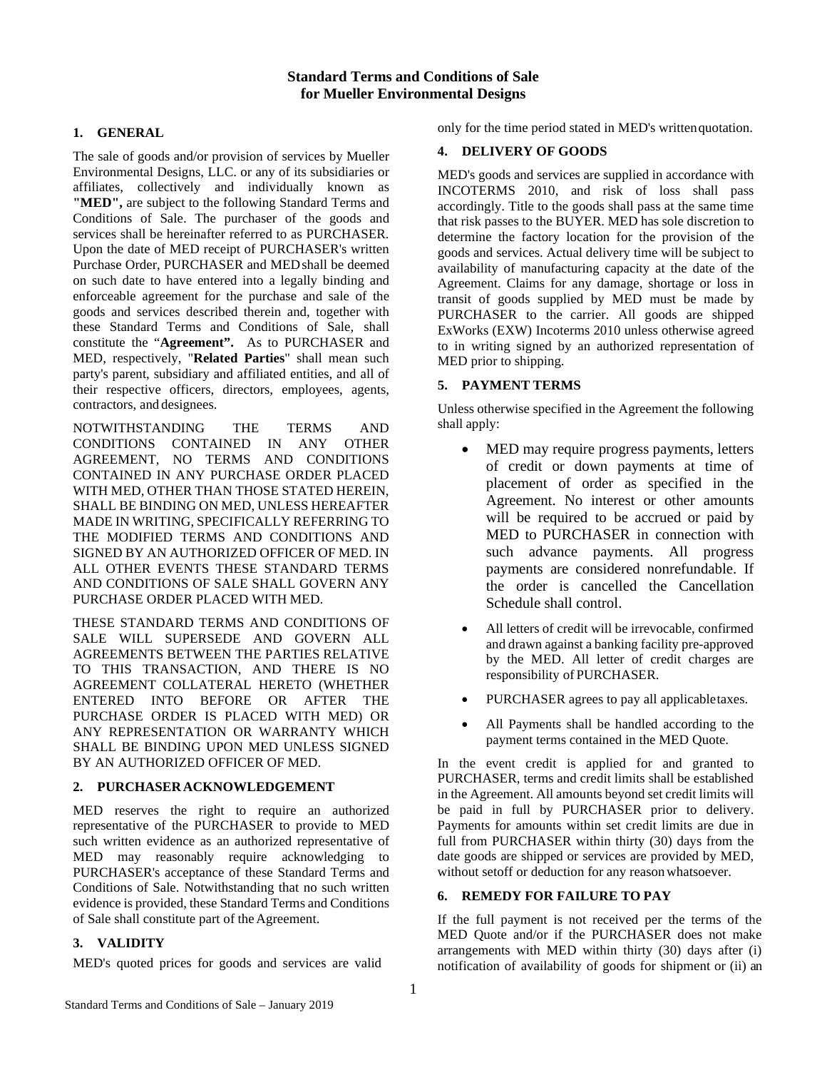# Standard Terms and Conditions of Sale for Mueller Environmental Designs

## 1. GENERAL

The sale of goods and/or provision of services by Mueller Environmental Designs, LLC. or any of its subsidiaries or affiliates, collectively and individually known as **"MED",** are subject to the following Standard Terms and Conditions of Sale. The purchaser of the goods and services shall be hereinafter referred to as PURCHASER. Upon the date of MED receipt of PURCHASER's written Purchase Order, PURCHASER and MED shall be deemed on such date to have entered into a legally binding and enforceable agreement for the purchase and sale of the goods and services described therein and, together with these Standard Terms and Conditions of Sale, shall constitute the "**Agreement".** As to PURCHASER and MED, respectively, "**Related Parties**" shall mean such party's parent, subsidiary and affiliated entities, and all of their respective officers, directors, employees, agents, contractors, and designees.

NOTWITHSTANDING THE TERMS AND CONDITIONS CONTAINED IN ANY OTHER AGREEMENT, NO TERMS AND CONDITIONS CONTAINED IN ANY PURCHASE ORDER PLACED WITH MED, OTHER THAN THOSE STATED HEREIN, SHALL BE BINDING ON MED, UNLESS HEREAFTER MADE IN WRITING, SPECIFICALLY REFERRING TO THE MODIFIED TERMS AND CONDITIONS AND SIGNED BY AN AUTHORIZED OFFICER OF MED. IN ALL OTHER EVENTS THESE STANDARD TERMS AND CONDITIONS OF SALE SHALL GOVERN ANY PURCHASE ORDER PLACED WITH MED.

THESE STANDARD TERMS AND CONDITIONS OF SALE WILL SUPERSEDE AND GOVERN ALL AGREEMENTS BETWEEN THE PARTIES RELATIVE TO THIS TRANSACTION, AND THERE IS NO AGREEMENT COLLATERAL HERETO (WHETHER ENTERED INTO BEFORE OR AFTER THE PURCHASE ORDER IS PLACED WITH MED) OR ANY REPRESENTATION OR WARRANTY WHICH SHALL BE BINDING UPON MED UNLESS SIGNED BY AN AUTHORIZED OFFICER OF MED.

## 2. PURCHASER ACKNOWLEDGEMENT

MED reserves the right to require an authorized representative of the PURCHASER to provide to MED such written evidence as an authorized representative of MED may reasonably require acknowledging to PURCHASER's acceptance of these Standard Terms and Conditions of Sale. Notwithstanding that no such written evidence is provided, these Standard Terms and Conditions of Sale shall constitute part of the Agreement.

## 3. VALIDITY

MED's quoted prices for goods and services are valid only for the time period stated in MED's written quotation.

## 4. DELIVERY OF GOODS

MED's goods and services are supplied in accordance with INCOTERMS 2010, and risk of loss shall pass accordingly. Title to the goods shall pass at the same time that risk passes to the BUYER. MED has sole discretion to determine the factory location for the provision of the goods and services. Actual delivery time will be subject to availability of manufacturing capacity at the date of the Agreement. Claims for any damage, shortage or loss in transit of goods supplied by MED must be made by PURCHASER to the carrier. All goods are shipped ExWorks (EXW) Incoterms 2010 unless otherwise agreed to in writing signed by an authorized representation of MED prior to shipping.

## 5. PAYMENT TERMS

Unless otherwise specified in the Agreement the following shall apply:

- MED may require progress payments, letters of credit or down payments at time of placement of order as specified in the Agreement. No interest or other amounts will be required to be accrued or paid by MED to PURCHASER in connection with such advance payments. All progress payments are considered nonrefundable. If the order is cancelled the Cancellation Schedule shall control.
- All letters of credit will be irrevocable, confirmed and drawn against a banking facility pre-approved by the MED. All letter of credit charges are responsibility of PURCHASER.
- PURCHASER agrees to pay all applicable taxes.
- All Payments shall be handled according to the payment terms contained in the MED Quote.

In the event credit is applied for and granted to PURCHASER, terms and credit limits shall be established in the Agreement. All amounts beyond set credit limits will be paid in full by PURCHASER prior to delivery. Payments for amounts within set credit limits are due in full from PURCHASER within thirty (30) days from the date goods are shipped or services are provided by MED, without setoff or deduction for any reason whatsoever.

## 6. REMEDY FOR FAILURE TO PAY

If the full payment is not received per the terms of the MED Quote and/or if the PURCHASER does not make arrangements with MED within thirty (30) days after (i) notification of availability of goods for shipment or (ii) an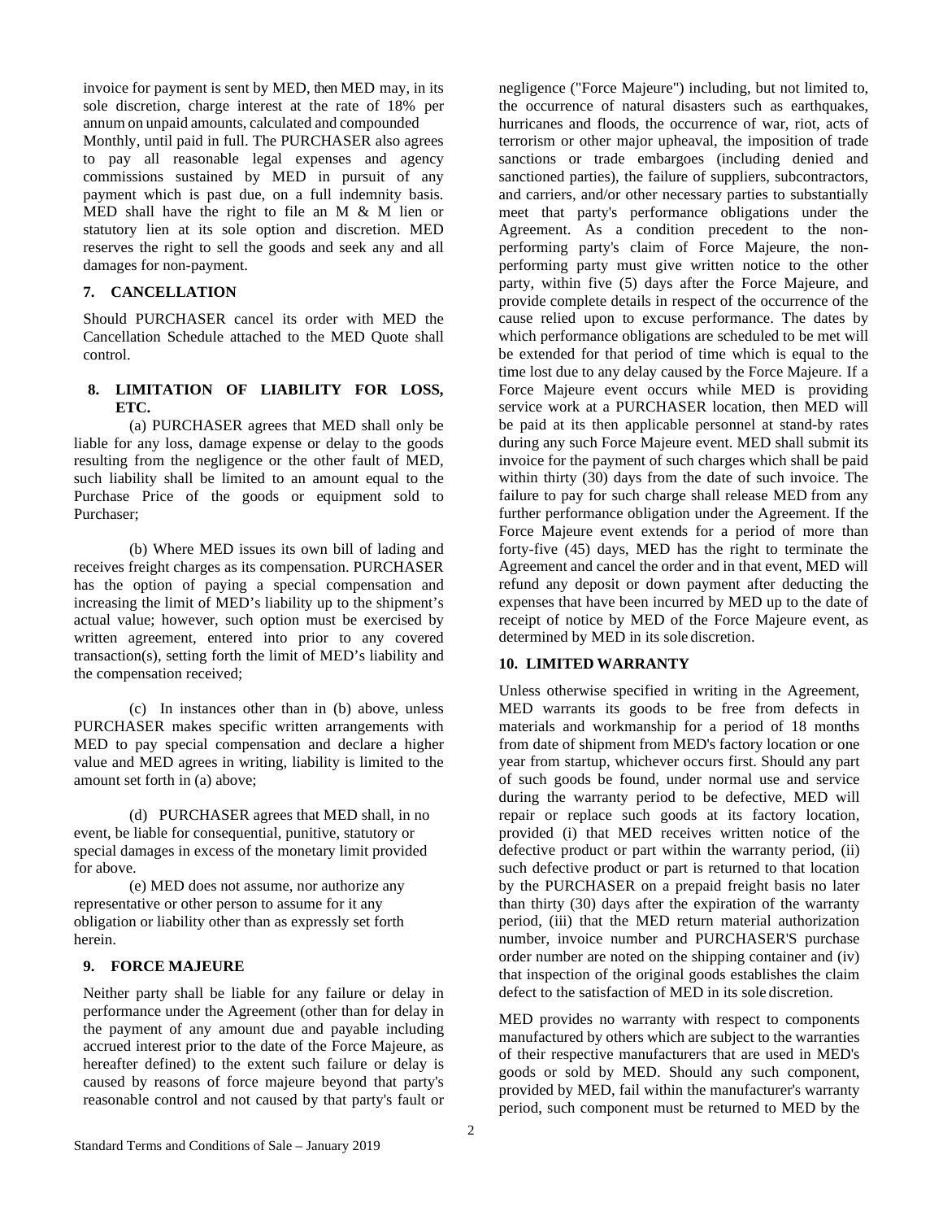invoice for payment is sent by MED, then MED may, in its sole discretion, charge interest at the rate of 18% per annum on unpaid amounts, calculated and compounded Monthly, until paid in full. The PURCHASER also agrees to pay all reasonable legal expenses and agency commissions sustained by MED in pursuit of any payment which is past due, on a full indemnity basis. MED shall have the right to file an M & M lien or statutory lien at its sole option and discretion. MED reserves the right to sell the goods and seek any and all damages for non-payment.

## 7. CANCELLATION

Should PURCHASER cancel its order with MED the Cancellation Schedule attached to the MED Quote shall control.

## 8. LIMITATION OF LIABILITY FOR LOSS, ETC.

(a) PURCHASER agrees that MED shall only be liable for any loss, damage expense or delay to the goods resulting from the negligence or the other fault of MED, such liability shall be limited to an amount equal to the Purchase Price of the goods or equipment sold to Purchaser;

(b) Where MED issues its own bill of lading and receives freight charges as its compensation. PURCHASER has the option of paying a special compensation and increasing the limit of MED's liability up to the shipment's actual value; however, such option must be exercised by written agreement, entered into prior to any covered transaction(s), setting forth the limit of MED's liability and the compensation received;

(c) In instances other than in (b) above, unless PURCHASER makes specific written arrangements with MED to pay special compensation and declare a higher value and MED agrees in writing, liability is limited to the amount set forth in (a) above;

(d) PURCHASER agrees that MED shall, in no event, be liable for consequential, punitive, statutory or special damages in excess of the monetary limit provided for above.

(e) MED does not assume, nor authorize any representative or other person to assume for it any obligation or liability other than as expressly set forth herein.

## 9. FORCE MAJEURE

Neither party shall be liable for any failure or delay in performance under the Agreement (other than for delay in the payment of any amount due and payable including accrued interest prior to the date of the Force Majeure, as hereafter defined) to the extent such failure or delay is caused by reasons of force majeure beyond that party's reasonable control and not caused by that party's fault or negligence ("Force Majeure") including, but not limited to, the occurrence of natural disasters such as earthquakes, hurricanes and floods, the occurrence of war, riot, acts of terrorism or other major upheaval, the imposition of trade sanctions or trade embargoes (including denied and sanctioned parties), the failure of suppliers, subcontractors, and carriers, and/or other necessary parties to substantially meet that party's performance obligations under the Agreement. As a condition precedent to the non-performing party's claim of Force Majeure, the non-performing party must give written notice to the other party, within five (5) days after the Force Majeure, and provide complete details in respect of the occurrence of the cause relied upon to excuse performance. The dates by which performance obligations are scheduled to be met will be extended for that period of time which is equal to the time lost due to any delay caused by the Force Majeure. If a Force Majeure event occurs while MED is providing service work at a PURCHASER location, then MED will be paid at its then applicable personnel at stand-by rates during any such Force Majeure event. MED shall submit its invoice for the payment of such charges which shall be paid within thirty (30) days from the date of such invoice. The failure to pay for such charge shall release MED from any further performance obligation under the Agreement. If the Force Majeure event extends for a period of more than forty-five (45) days, MED has the right to terminate the Agreement and cancel the order and in that event, MED will refund any deposit or down payment after deducting the expenses that have been incurred by MED up to the date of receipt of notice by MED of the Force Majeure event, as determined by MED in its sole discretion.

## 10. LIMITED WARRANTY

Unless otherwise specified in writing in the Agreement, MED warrants its goods to be free from defects in materials and workmanship for a period of 18 months from date of shipment from MED's factory location or one year from startup, whichever occurs first. Should any part of such goods be found, under normal use and service during the warranty period to be defective, MED will repair or replace such goods at its factory location, provided (i) that MED receives written notice of the defective product or part within the warranty period, (ii) such defective product or part is returned to that location by the PURCHASER on a prepaid freight basis no later than thirty (30) days after the expiration of the warranty period, (iii) that the MED return material authorization number, invoice number and PURCHASER'S purchase order number are noted on the shipping container and (iv) that inspection of the original goods establishes the claim defect to the satisfaction of MED in its sole discretion.

MED provides no warranty with respect to components manufactured by others which are subject to the warranties of their respective manufacturers that are used in MED's goods or sold by MED. Should any such component, provided by MED, fail within the manufacturer's warranty period, such component must be returned to MED by the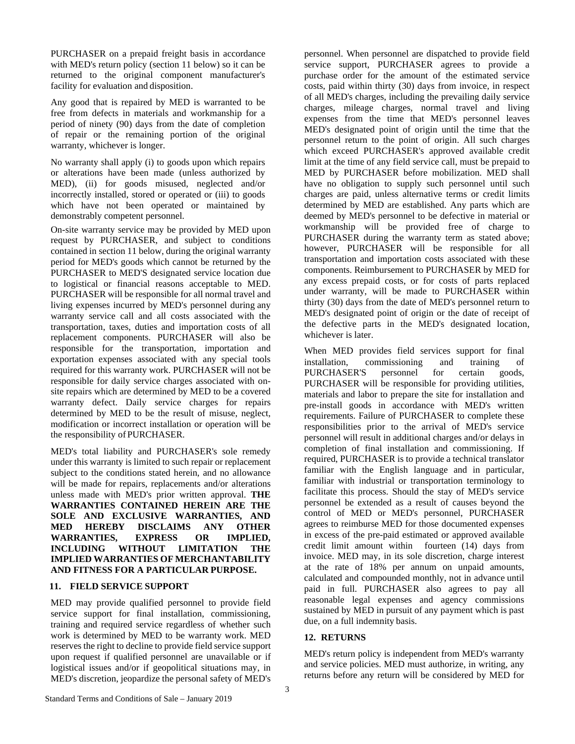PURCHASER on a prepaid freight basis in accordance with MED's return policy (section 11 below) so it can be returned to the original component manufacturer's facility for evaluation and disposition.

Any good that is repaired by MED is warranted to be free from defects in materials and workmanship for a period of ninety (90) days from the date of completion of repair or the remaining portion of the original warranty, whichever is longer.

No warranty shall apply (i) to goods upon which repairs or alterations have been made (unless authorized by MED), (ii) for goods misused, neglected and/or incorrectly installed, stored or operated or (iii) to goods which have not been operated or maintained by demonstrably competent personnel.

On-site warranty service may be provided by MED upon request by PURCHASER, and subject to conditions contained in section 11 below, during the original warranty period for MED's goods which cannot be returned by the PURCHASER to MED'S designated service location due to logistical or financial reasons acceptable to MED. PURCHASER will be responsible for all normal travel and living expenses incurred by MED's personnel during any warranty service call and all costs associated with the transportation, taxes, duties and importation costs of all replacement components. PURCHASER will also be responsible for the transportation, importation and exportation expenses associated with any special tools required for this warranty work. PURCHASER will not be responsible for daily service charges associated with on-site repairs which are determined by MED to be a covered warranty defect. Daily service charges for repairs determined by MED to be the result of misuse, neglect, modification or incorrect installation or operation will be the responsibility of PURCHASER.

MED's total liability and PURCHASER's sole remedy under this warranty is limited to such repair or replacement subject to the conditions stated herein, and no allowance will be made for repairs, replacements and/or alterations unless made with MED's prior written approval. **THE WARRANTIES CONTAINED HEREIN ARE THE SOLE AND EXCLUSIVE WARRANTIES, AND MED HEREBY DISCLAIMS ANY OTHER WARRANTIES, EXPRESS OR IMPLIED, INCLUDING WITHOUT LIMITATION THE IMPLIED WARRANTIES OF MERCHANTABILITY AND FITNESS FOR A PARTICULAR PURPOSE.**

## 11. FIELD SERVICE SUPPORT

MED may provide qualified personnel to provide field service support for final installation, commissioning, training and required service regardless of whether such work is determined by MED to be warranty work. MED reserves the right to decline to provide field service support upon request if qualified personnel are unavailable or if logistical issues and/or if geopolitical situations may, in MED's discretion, jeopardize the personal safety of MED's personnel. When personnel are dispatched to provide field service support, PURCHASER agrees to provide a purchase order for the amount of the estimated service costs, paid within thirty (30) days from invoice, in respect of all MED's charges, including the prevailing daily service charges, mileage charges, normal travel and living expenses from the time that MED's personnel leaves MED's designated point of origin until the time that the personnel return to the point of origin. All such charges which exceed PURCHASER's approved available credit limit at the time of any field service call, must be prepaid to MED by PURCHASER before mobilization. MED shall have no obligation to supply such personnel until such charges are paid, unless alternative terms or credit limits determined by MED are established. Any parts which are deemed by MED's personnel to be defective in material or workmanship will be provided free of charge to PURCHASER during the warranty term as stated above; however, PURCHASER will be responsible for all transportation and importation costs associated with these components. Reimbursement to PURCHASER by MED for any excess prepaid costs, or for costs of parts replaced under warranty, will be made to PURCHASER within thirty (30) days from the date of MED's personnel return to MED's designated point of origin or the date of receipt of the defective parts in the MED's designated location, whichever is later.

When MED provides field services support for final installation, commissioning and training of PURCHASER'S personnel for certain goods, PURCHASER will be responsible for providing utilities, materials and labor to prepare the site for installation and pre-install goods in accordance with MED's written requirements. Failure of PURCHASER to complete these responsibilities prior to the arrival of MED's service personnel will result in additional charges and/or delays in completion of final installation and commissioning. If required, PURCHASER is to provide a technical translator familiar with the English language and in particular, familiar with industrial or transportation terminology to facilitate this process. Should the stay of MED's service personnel be extended as a result of causes beyond the control of MED or MED's personnel, PURCHASER agrees to reimburse MED for those documented expenses in excess of the pre-paid estimated or approved available credit limit amount within fourteen (14) days from invoice. MED may, in its sole discretion, charge interest at the rate of 18% per annum on unpaid amounts, calculated and compounded monthly, not in advance until paid in full. PURCHASER also agrees to pay all reasonable legal expenses and agency commissions sustained by MED in pursuit of any payment which is past due, on a full indemnity basis.

## 12. RETURNS

MED's return policy is independent from MED's warranty and service policies. MED must authorize, in writing, any returns before any return will be considered by MED for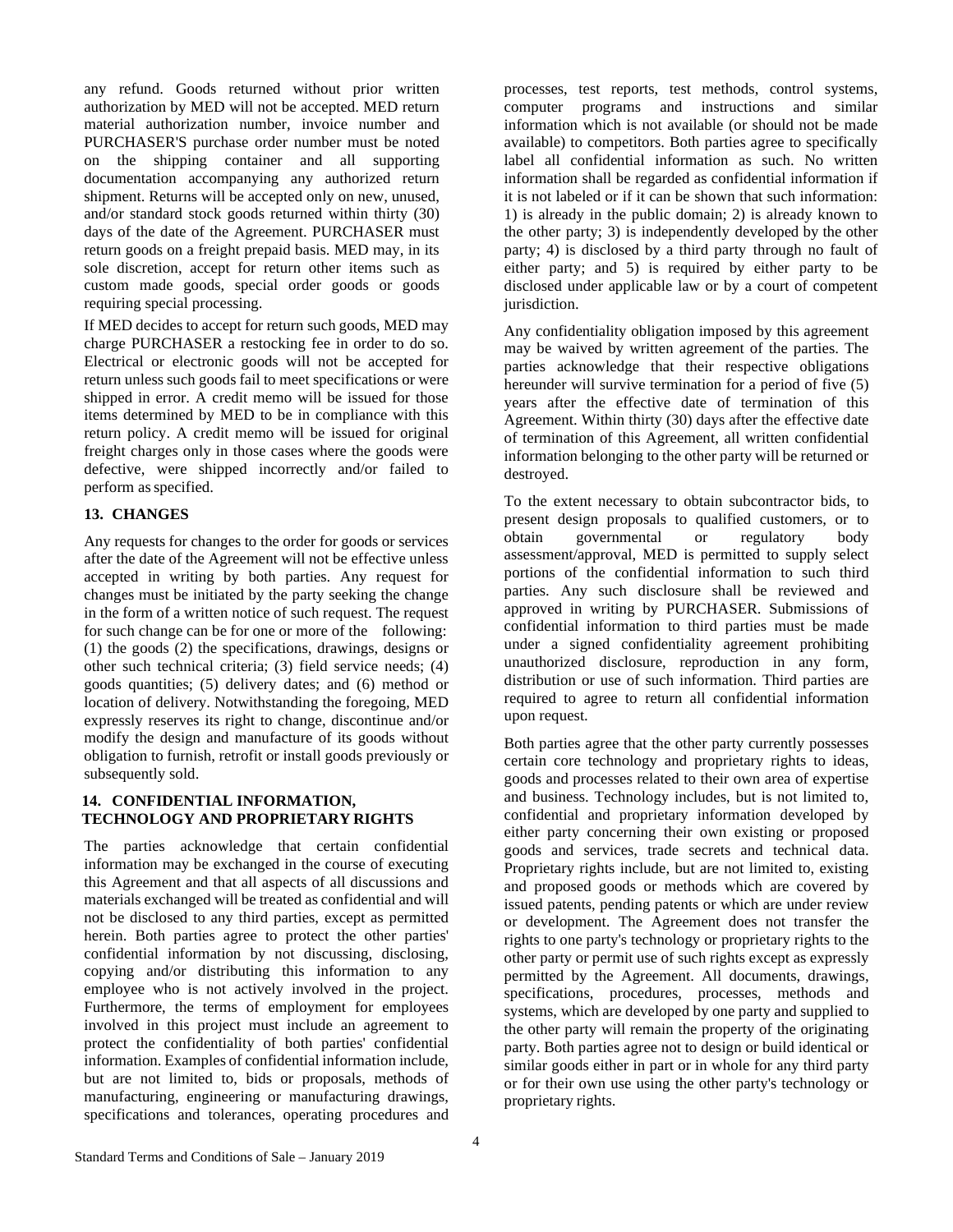any refund. Goods returned without prior written authorization by MED will not be accepted. MED return material authorization number, invoice number and PURCHASER'S purchase order number must be noted on the shipping container and all supporting documentation accompanying any authorized return shipment. Returns will be accepted only on new, unused, and/or standard stock goods returned within thirty (30) days of the date of the Agreement. PURCHASER must return goods on a freight prepaid basis. MED may, in its sole discretion, accept for return other items such as custom made goods, special order goods or goods requiring special processing.

If MED decides to accept for return such goods, MED may charge PURCHASER a restocking fee in order to do so. Electrical or electronic goods will not be accepted for return unless such goods fail to meet specifications or were shipped in error. A credit memo will be issued for those items determined by MED to be in compliance with this return policy. A credit memo will be issued for original freight charges only in those cases where the goods were defective, were shipped incorrectly and/or failed to perform as specified.

## 13. CHANGES

Any requests for changes to the order for goods or services after the date of the Agreement will not be effective unless accepted in writing by both parties. Any request for changes must be initiated by the party seeking the change in the form of a written notice of such request. The request for such change can be for one or more of the following: (1) the goods (2) the specifications, drawings, designs or other such technical criteria; (3) field service needs; (4) goods quantities; (5) delivery dates; and (6) method or location of delivery. Notwithstanding the foregoing, MED expressly reserves its right to change, discontinue and/or modify the design and manufacture of its goods without obligation to furnish, retrofit or install goods previously or subsequently sold.

## 14. CONFIDENTIAL INFORMATION, TECHNOLOGY AND PROPRIETARY RIGHTS

The parties acknowledge that certain confidential information may be exchanged in the course of executing this Agreement and that all aspects of all discussions and materials exchanged will be treated as confidential and will not be disclosed to any third parties, except as permitted herein. Both parties agree to protect the other parties' confidential information by not discussing, disclosing, copying and/or distributing this information to any employee who is not actively involved in the project. Furthermore, the terms of employment for employees involved in this project must include an agreement to protect the confidentiality of both parties' confidential information. Examples of confidential information include, but are not limited to, bids or proposals, methods of manufacturing, engineering or manufacturing drawings, specifications and tolerances, operating procedures and processes, test reports, test methods, control systems, computer programs and instructions and similar information which is not available (or should not be made available) to competitors. Both parties agree to specifically label all confidential information as such. No written information shall be regarded as confidential information if it is not labeled or if it can be shown that such information: 1) is already in the public domain; 2) is already known to the other party; 3) is independently developed by the other party; 4) is disclosed by a third party through no fault of either party; and 5) is required by either party to be disclosed under applicable law or by a court of competent jurisdiction.

Any confidentiality obligation imposed by this agreement may be waived by written agreement of the parties. The parties acknowledge that their respective obligations hereunder will survive termination for a period of five (5) years after the effective date of termination of this Agreement. Within thirty (30) days after the effective date of termination of this Agreement, all written confidential information belonging to the other party will be returned or destroyed.

To the extent necessary to obtain subcontractor bids, to present design proposals to qualified customers, or to obtain governmental or regulatory body assessment/approval, MED is permitted to supply select portions of the confidential information to such third parties. Any such disclosure shall be reviewed and approved in writing by PURCHASER. Submissions of confidential information to third parties must be made under a signed confidentiality agreement prohibiting unauthorized disclosure, reproduction in any form, distribution or use of such information. Third parties are required to agree to return all confidential information upon request.

Both parties agree that the other party currently possesses certain core technology and proprietary rights to ideas, goods and processes related to their own area of expertise and business. Technology includes, but is not limited to, confidential and proprietary information developed by either party concerning their own existing or proposed goods and services, trade secrets and technical data. Proprietary rights include, but are not limited to, existing and proposed goods or methods which are covered by issued patents, pending patents or which are under review or development. The Agreement does not transfer the rights to one party's technology or proprietary rights to the other party or permit use of such rights except as expressly permitted by the Agreement. All documents, drawings, specifications, procedures, processes, methods and systems, which are developed by one party and supplied to the other party will remain the property of the originating party. Both parties agree not to design or build identical or similar goods either in part or in whole for any third party or for their own use using the other party's technology or proprietary rights.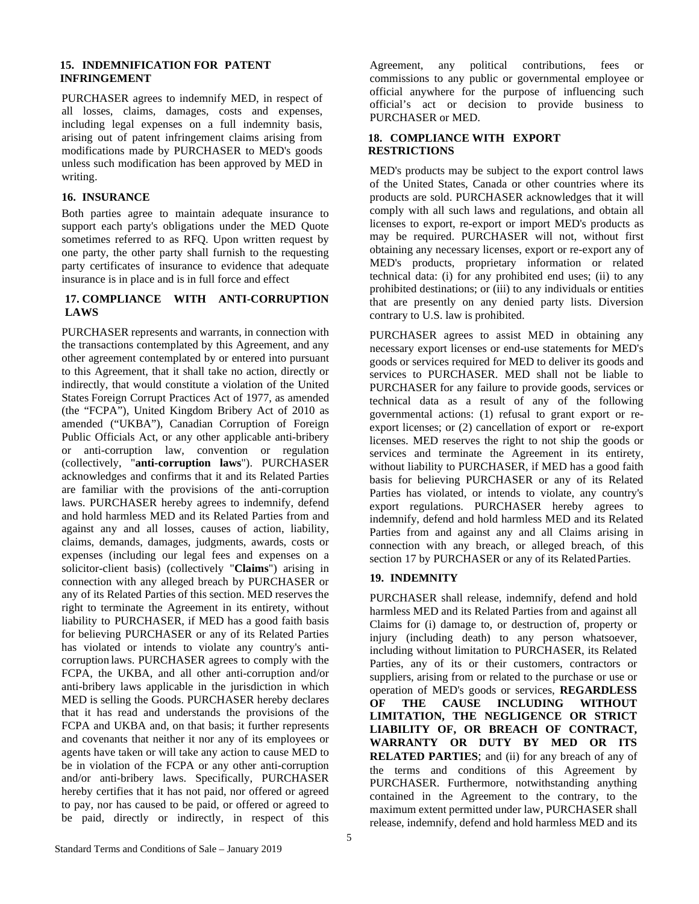## 15. INDEMNIFICATION FOR PATENT INFRINGEMENT

PURCHASER agrees to indemnify MED, in respect of all losses, claims, damages, costs and expenses, including legal expenses on a full indemnity basis, arising out of patent infringement claims arising from modifications made by PURCHASER to MED's goods unless such modification has been approved by MED in writing.

## 16. INSURANCE

Both parties agree to maintain adequate insurance to support each party's obligations under the MED Quote sometimes referred to as RFQ. Upon written request by one party, the other party shall furnish to the requesting party certificates of insurance to evidence that adequate insurance is in place and is in full force and effect

## 17. COMPLIANCE WITH ANTI-CORRUPTION LAWS

PURCHASER represents and warrants, in connection with the transactions contemplated by this Agreement, and any other agreement contemplated by or entered into pursuant to this Agreement, that it shall take no action, directly or indirectly, that would constitute a violation of the United States Foreign Corrupt Practices Act of 1977, as amended (the "FCPA"), United Kingdom Bribery Act of 2010 as amended ("UKBA"), Canadian Corruption of Foreign Public Officials Act, or any other applicable anti-bribery or anti-corruption law, convention or regulation (collectively, "**anti-corruption laws**"). PURCHASER acknowledges and confirms that it and its Related Parties are familiar with the provisions of the anti-corruption laws. PURCHASER hereby agrees to indemnify, defend and hold harmless MED and its Related Parties from and against any and all losses, causes of action, liability, claims, demands, damages, judgments, awards, costs or expenses (including our legal fees and expenses on a solicitor-client basis) (collectively "**Claims**") arising in connection with any alleged breach by PURCHASER or any of its Related Parties of this section. MED reserves the right to terminate the Agreement in its entirety, without liability to PURCHASER, if MED has a good faith basis for believing PURCHASER or any of its Related Parties has violated or intends to violate any country's anti-corruption laws. PURCHASER agrees to comply with the FCPA, the UKBA, and all other anti-corruption and/or anti-bribery laws applicable in the jurisdiction in which MED is selling the Goods. PURCHASER hereby declares that it has read and understands the provisions of the FCPA and UKBA and, on that basis; it further represents and covenants that neither it nor any of its employees or agents have taken or will take any action to cause MED to be in violation of the FCPA or any other anti-corruption and/or anti-bribery laws. Specifically, PURCHASER hereby certifies that it has not paid, nor offered or agreed to pay, nor has caused to be paid, or offered or agreed to be paid, directly or indirectly, in respect of this Agreement, any political contributions, fees or commissions to any public or governmental employee or official anywhere for the purpose of influencing such official's act or decision to provide business to PURCHASER or MED.

## 18. COMPLIANCE WITH EXPORT RESTRICTIONS

MED's products may be subject to the export control laws of the United States, Canada or other countries where its products are sold. PURCHASER acknowledges that it will comply with all such laws and regulations, and obtain all licenses to export, re-export or import MED's products as may be required. PURCHASER will not, without first obtaining any necessary licenses, export or re-export any of MED's products, proprietary information or related technical data: (i) for any prohibited end uses; (ii) to any prohibited destinations; or (iii) to any individuals or entities that are presently on any denied party lists. Diversion contrary to U.S. law is prohibited.

PURCHASER agrees to assist MED in obtaining any necessary export licenses or end-use statements for MED's goods or services required for MED to deliver its goods and services to PURCHASER. MED shall not be liable to PURCHASER for any failure to provide goods, services or technical data as a result of any of the following governmental actions: (1) refusal to grant export or re-export licenses; or (2) cancellation of export or re-export licenses. MED reserves the right to not ship the goods or services and terminate the Agreement in its entirety, without liability to PURCHASER, if MED has a good faith basis for believing PURCHASER or any of its Related Parties has violated, or intends to violate, any country's export regulations. PURCHASER hereby agrees to indemnify, defend and hold harmless MED and its Related Parties from and against any and all Claims arising in connection with any breach, or alleged breach, of this section 17 by PURCHASER or any of its Related Parties.

## 19. INDEMNITY

PURCHASER shall release, indemnify, defend and hold harmless MED and its Related Parties from and against all Claims for (i) damage to, or destruction of, property or injury (including death) to any person whatsoever, including without limitation to PURCHASER, its Related Parties, any of its or their customers, contractors or suppliers, arising from or related to the purchase or use or operation of MED's goods or services, **REGARDLESS OF THE CAUSE INCLUDING WITHOUT LIMITATION, THE NEGLIGENCE OR STRICT LIABILITY OF, OR BREACH OF CONTRACT, WARRANTY OR DUTY BY MED OR ITS RELATED PARTIES**; and (ii) for any breach of any of the terms and conditions of this Agreement by PURCHASER. Furthermore, notwithstanding anything contained in the Agreement to the contrary, to the maximum extent permitted under law, PURCHASER shall release, indemnify, defend and hold harmless MED and its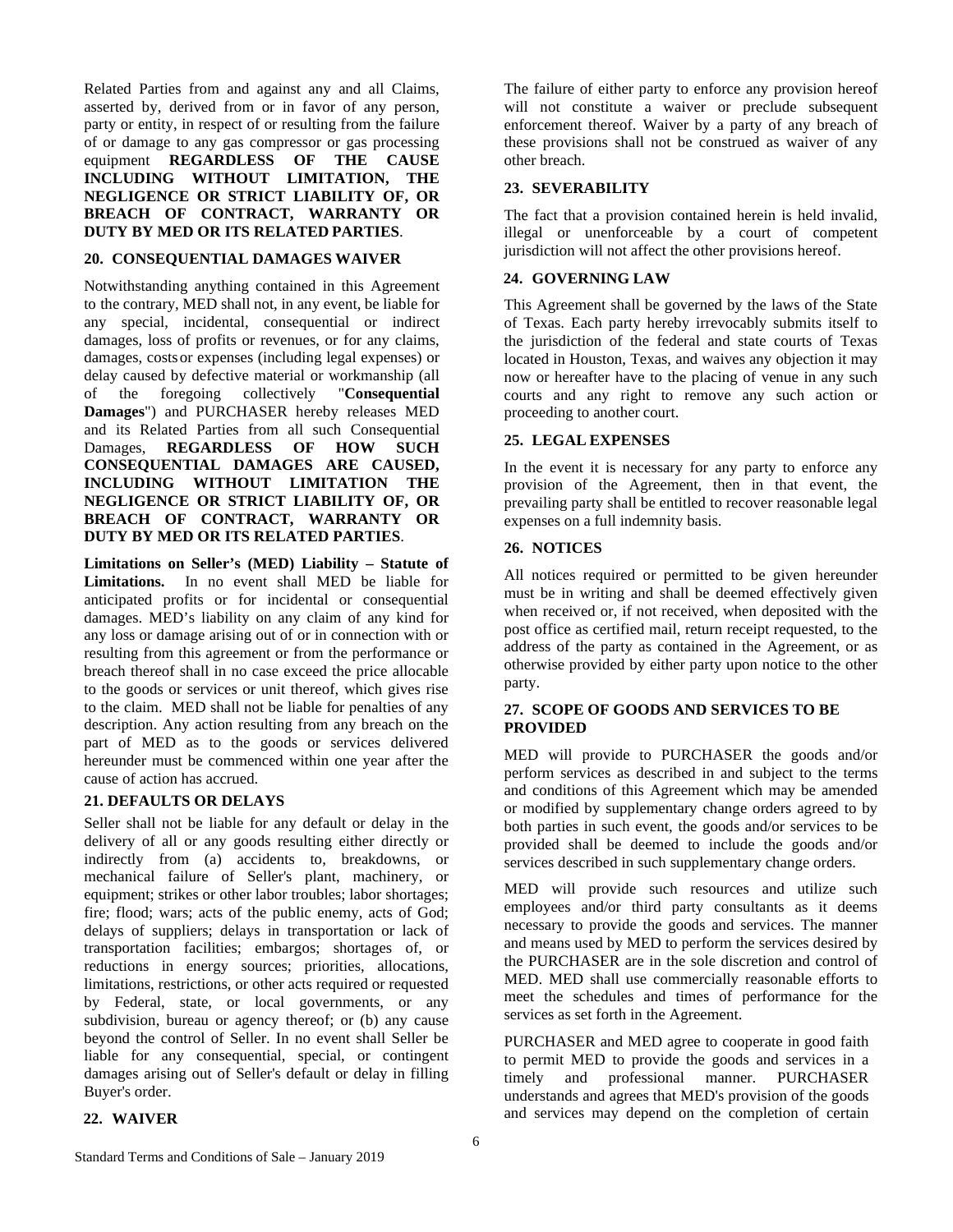Related Parties from and against any and all Claims, asserted by, derived from or in favor of any person, party or entity, in respect of or resulting from the failure of or damage to any gas compressor or gas processing equipment **REGARDLESS OF THE CAUSE INCLUDING WITHOUT LIMITATION, THE NEGLIGENCE OR STRICT LIABILITY OF, OR BREACH OF CONTRACT, WARRANTY OR DUTY BY MED OR ITS RELATED PARTIES**.

## 20. CONSEQUENTIAL DAMAGES WAIVER

Notwithstanding anything contained in this Agreement to the contrary, MED shall not, in any event, be liable for any special, incidental, consequential or indirect damages, loss of profits or revenues, or for any claims, damages, costs or expenses (including legal expenses) or delay caused by defective material or workmanship (all of the foregoing collectively "**Consequential Damages**") and PURCHASER hereby releases MED and its Related Parties from all such Consequential Damages, **REGARDLESS OF HOW SUCH CONSEQUENTIAL DAMAGES ARE CAUSED, INCLUDING WITHOUT LIMITATION THE NEGLIGENCE OR STRICT LIABILITY OF, OR BREACH OF CONTRACT, WARRANTY OR DUTY BY MED OR ITS RELATED PARTIES**.

**Limitations on Seller's (MED) Liability – Statute of Limitations.** In no event shall MED be liable for anticipated profits or for incidental or consequential damages. MED's liability on any claim of any kind for any loss or damage arising out of or in connection with or resulting from this agreement or from the performance or breach thereof shall in no case exceed the price allocable to the goods or services or unit thereof, which gives rise to the claim. MED shall not be liable for penalties of any description. Any action resulting from any breach on the part of MED as to the goods or services delivered hereunder must be commenced within one year after the cause of action has accrued.

## 21. DEFAULTS OR DELAYS

Seller shall not be liable for any default or delay in the delivery of all or any goods resulting either directly or indirectly from (a) accidents to, breakdowns, or mechanical failure of Seller's plant, machinery, or equipment; strikes or other labor troubles; labor shortages; fire; flood; wars; acts of the public enemy, acts of God; delays of suppliers; delays in transportation or lack of transportation facilities; embargos; shortages of, or reductions in energy sources; priorities, allocations, limitations, restrictions, or other acts required or requested by Federal, state, or local governments, or any subdivision, bureau or agency thereof; or (b) any cause beyond the control of Seller. In no event shall Seller be liable for any consequential, special, or contingent damages arising out of Seller's default or delay in filling Buyer's order.

## 22. WAIVER

The failure of either party to enforce any provision hereof will not constitute a waiver or preclude subsequent enforcement thereof. Waiver by a party of any breach of these provisions shall not be construed as waiver of any other breach.

## 23. SEVERABILITY

The fact that a provision contained herein is held invalid, illegal or unenforceable by a court of competent jurisdiction will not affect the other provisions hereof.

## 24. GOVERNING LAW

This Agreement shall be governed by the laws of the State of Texas. Each party hereby irrevocably submits itself to the jurisdiction of the federal and state courts of Texas located in Houston, Texas, and waives any objection it may now or hereafter have to the placing of venue in any such courts and any right to remove any such action or proceeding to another court.

## 25. LEGAL EXPENSES

In the event it is necessary for any party to enforce any provision of the Agreement, then in that event, the prevailing party shall be entitled to recover reasonable legal expenses on a full indemnity basis.

## 26. NOTICES

All notices required or permitted to be given hereunder must be in writing and shall be deemed effectively given when received or, if not received, when deposited with the post office as certified mail, return receipt requested, to the address of the party as contained in the Agreement, or as otherwise provided by either party upon notice to the other party.

## 27. SCOPE OF GOODS AND SERVICES TO BE PROVIDED

MED will provide to PURCHASER the goods and/or perform services as described in and subject to the terms and conditions of this Agreement which may be amended or modified by supplementary change orders agreed to by both parties in such event, the goods and/or services to be provided shall be deemed to include the goods and/or services described in such supplementary change orders.

MED will provide such resources and utilize such employees and/or third party consultants as it deems necessary to provide the goods and services. The manner and means used by MED to perform the services desired by the PURCHASER are in the sole discretion and control of MED. MED shall use commercially reasonable efforts to meet the schedules and times of performance for the services as set forth in the Agreement.

PURCHASER and MED agree to cooperate in good faith to permit MED to provide the goods and services in a timely and professional manner. PURCHASER understands and agrees that MED's provision of the goods and services may depend on the completion of certain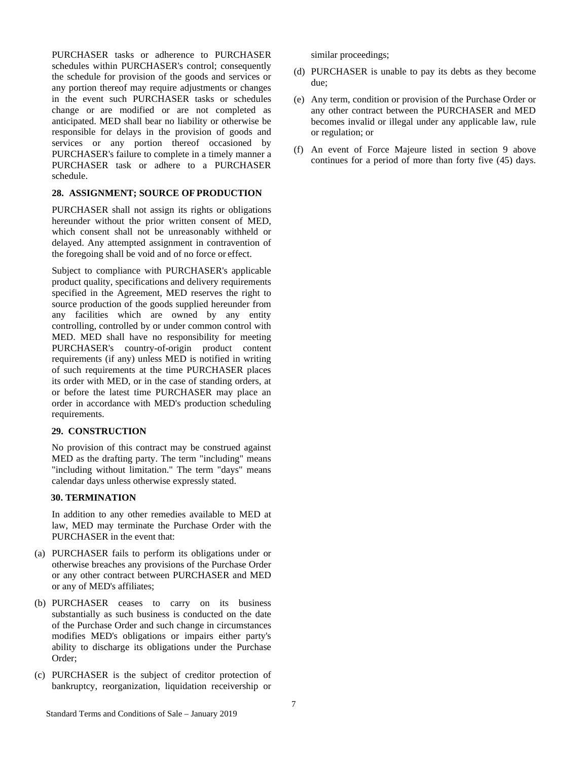PURCHASER tasks or adherence to PURCHASER schedules within PURCHASER's control; consequently the schedule for provision of the goods and services or any portion thereof may require adjustments or changes in the event such PURCHASER tasks or schedules change or are modified or are not completed as anticipated. MED shall bear no liability or otherwise be responsible for delays in the provision of goods and services or any portion thereof occasioned by PURCHASER's failure to complete in a timely manner a PURCHASER task or adhere to a PURCHASER schedule.

### 28. ASSIGNMENT; SOURCE OF PRODUCTION

PURCHASER shall not assign its rights or obligations hereunder without the prior written consent of MED, which consent shall not be unreasonably withheld or delayed. Any attempted assignment in contravention of the foregoing shall be void and of no force or effect.

Subject to compliance with PURCHASER's applicable product quality, specifications and delivery requirements specified in the Agreement, MED reserves the right to source production of the goods supplied hereunder from any facilities which are owned by any entity controlling, controlled by or under common control with MED. MED shall have no responsibility for meeting PURCHASER's country-of-origin product content requirements (if any) unless MED is notified in writing of such requirements at the time PURCHASER places its order with MED, or in the case of standing orders, at or before the latest time PURCHASER may place an order in accordance with MED's production scheduling requirements.

### 29. CONSTRUCTION

No provision of this contract may be construed against MED as the drafting party. The term "including" means "including without limitation." The term "days" means calendar days unless otherwise expressly stated.

### 30. TERMINATION

In addition to any other remedies available to MED at law, MED may terminate the Purchase Order with the PURCHASER in the event that:

(a) PURCHASER fails to perform its obligations under or otherwise breaches any provisions of the Purchase Order or any other contract between PURCHASER and MED or any of MED's affiliates;

(b) PURCHASER ceases to carry on its business substantially as such business is conducted on the date of the Purchase Order and such change in circumstances modifies MED's obligations or impairs either party's ability to discharge its obligations under the Purchase Order;

(c) PURCHASER is the subject of creditor protection of bankruptcy, reorganization, liquidation receivership or similar proceedings;

(d) PURCHASER is unable to pay its debts as they become due;

(e) Any term, condition or provision of the Purchase Order or any other contract between the PURCHASER and MED becomes invalid or illegal under any applicable law, rule or regulation; or

(f) An event of Force Majeure listed in section 9 above continues for a period of more than forty five (45) days.